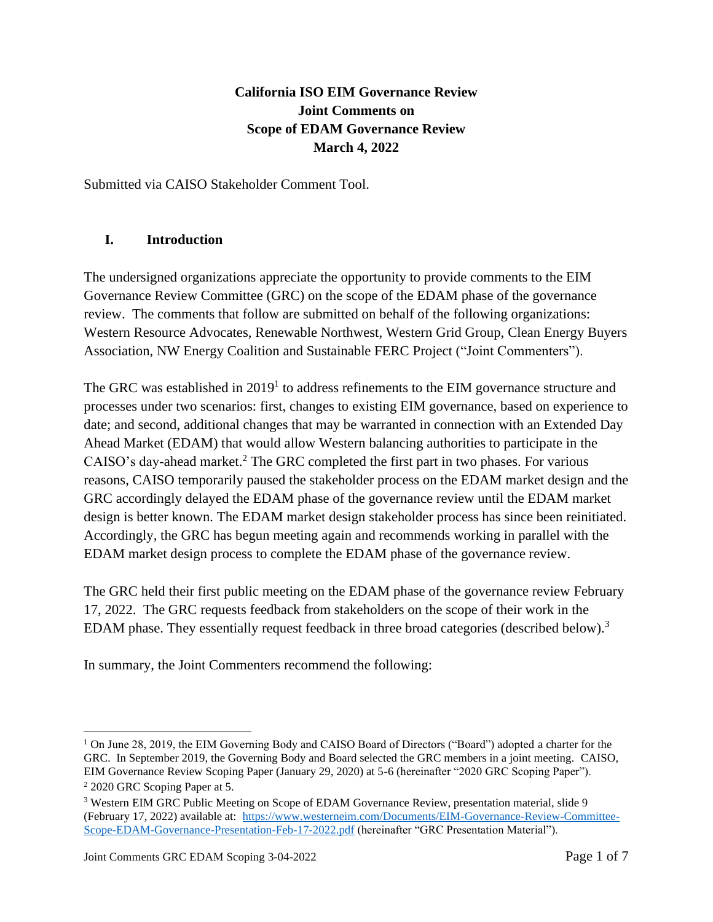**California ISO EIM Governance Review**
**Joint Comments on**
**Scope of EDAM Governance Review**
**March 4, 2022**

Submitted via CAISO Stakeholder Comment Tool.

## I. Introduction

The undersigned organizations appreciate the opportunity to provide comments to the EIM Governance Review Committee (GRC) on the scope of the EDAM phase of the governance review. The comments that follow are submitted on behalf of the following organizations: Western Resource Advocates, Renewable Northwest, Western Grid Group, Clean Energy Buyers Association, NW Energy Coalition and Sustainable FERC Project ("Joint Commenters").

The GRC was established in 2019[1] to address refinements to the EIM governance structure and processes under two scenarios: first, changes to existing EIM governance, based on experience to date; and second, additional changes that may be warranted in connection with an Extended Day Ahead Market (EDAM) that would allow Western balancing authorities to participate in the CAISO's day-ahead market.[2] The GRC completed the first part in two phases. For various reasons, CAISO temporarily paused the stakeholder process on the EDAM market design and the GRC accordingly delayed the EDAM phase of the governance review until the EDAM market design is better known. The EDAM market design stakeholder process has since been reinitiated. Accordingly, the GRC has begun meeting again and recommends working in parallel with the EDAM market design process to complete the EDAM phase of the governance review.

The GRC held their first public meeting on the EDAM phase of the governance review February 17, 2022. The GRC requests feedback from stakeholders on the scope of their work in the EDAM phase. They essentially request feedback in three broad categories (described below).[3]

In summary, the Joint Commenters recommend the following:

---

[1] On June 28, 2019, the EIM Governing Body and CAISO Board of Directors ("Board") adopted a charter for the GRC. In September 2019, the Governing Body and Board selected the GRC members in a joint meeting. CAISO, EIM Governance Review Scoping Paper (January 29, 2020) at 5-6 (hereinafter "2020 GRC Scoping Paper").

[2] 2020 GRC Scoping Paper at 5.

[3] Western EIM GRC Public Meeting on Scope of EDAM Governance Review, presentation material, slide 9 (February 17, 2022) available at: https://www.westerneim.com/Documents/EIM-Governance-Review-Committee-Scope-EDAM-Governance-Presentation-Feb-17-2022.pdf (hereinafter "GRC Presentation Material").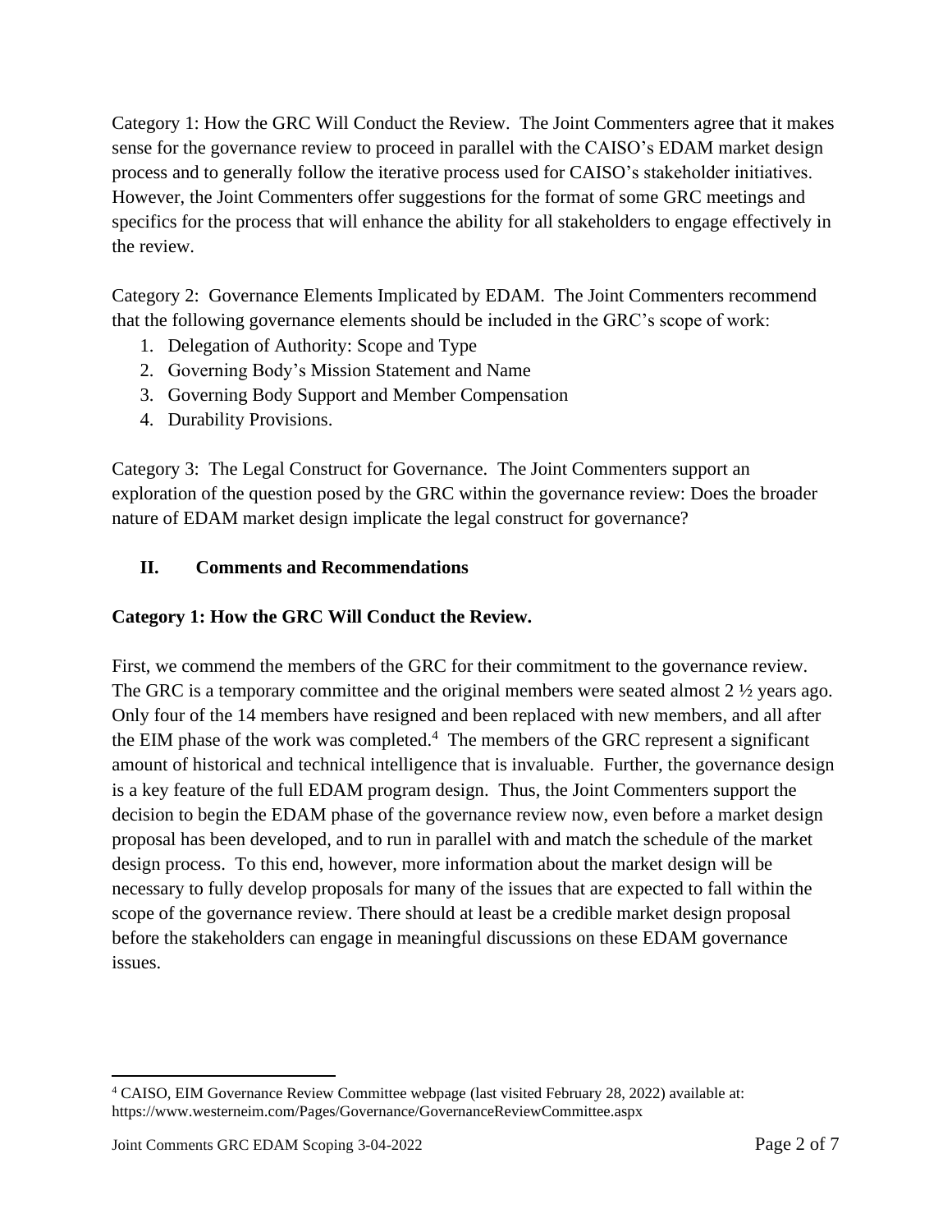Category 1: How the GRC Will Conduct the Review. The Joint Commenters agree that it makes sense for the governance review to proceed in parallel with the CAISO's EDAM market design process and to generally follow the iterative process used for CAISO's stakeholder initiatives. However, the Joint Commenters offer suggestions for the format of some GRC meetings and specifics for the process that will enhance the ability for all stakeholders to engage effectively in the review.

Category 2: Governance Elements Implicated by EDAM. The Joint Commenters recommend that the following governance elements should be included in the GRC's scope of work:

1. Delegation of Authority: Scope and Type
2. Governing Body's Mission Statement and Name
3. Governing Body Support and Member Compensation
4. Durability Provisions.

Category 3: The Legal Construct for Governance. The Joint Commenters support an exploration of the question posed by the GRC within the governance review: Does the broader nature of EDAM market design implicate the legal construct for governance?

## II. Comments and Recommendations

**Category 1: How the GRC Will Conduct the Review.**

First, we commend the members of the GRC for their commitment to the governance review. The GRC is a temporary committee and the original members were seated almost 2 ½ years ago. Only four of the 14 members have resigned and been replaced with new members, and all after the EIM phase of the work was completed.[4] The members of the GRC represent a significant amount of historical and technical intelligence that is invaluable. Further, the governance design is a key feature of the full EDAM program design. Thus, the Joint Commenters support the decision to begin the EDAM phase of the governance review now, even before a market design proposal has been developed, and to run in parallel with and match the schedule of the market design process. To this end, however, more information about the market design will be necessary to fully develop proposals for many of the issues that are expected to fall within the scope of the governance review. There should at least be a credible market design proposal before the stakeholders can engage in meaningful discussions on these EDAM governance issues.

[4] CAISO, EIM Governance Review Committee webpage (last visited February 28, 2022) available at: https://www.westerneim.com/Pages/Governance/GovernanceReviewCommittee.aspx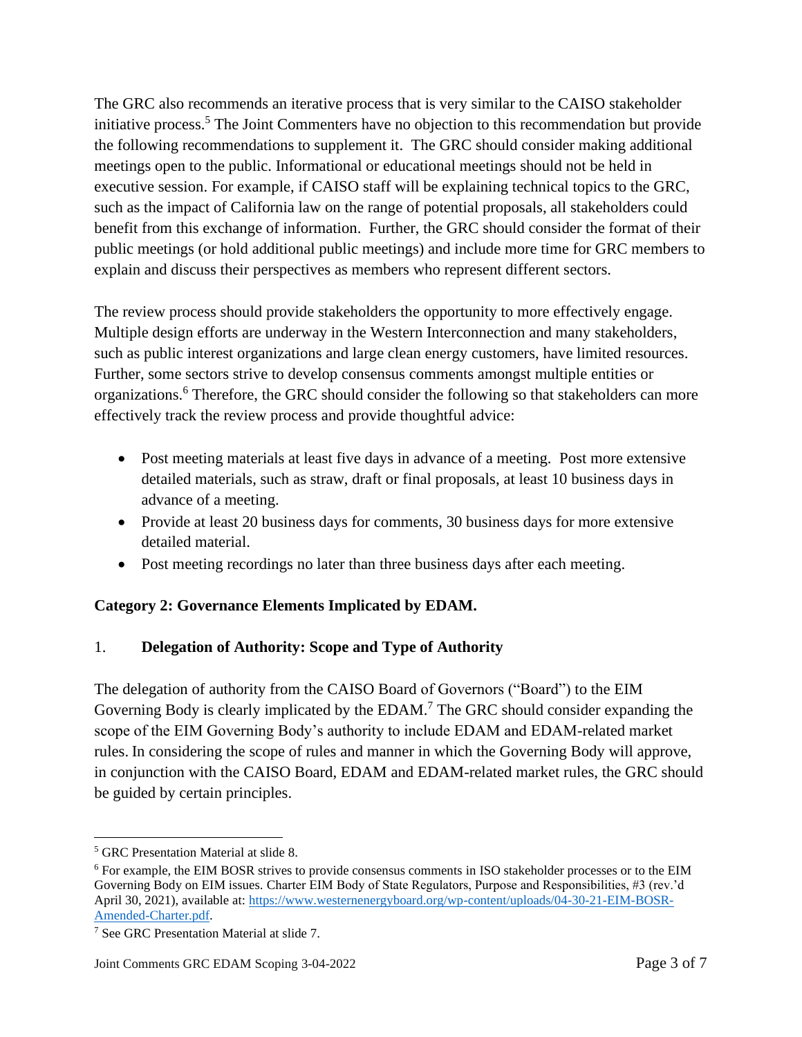The GRC also recommends an iterative process that is very similar to the CAISO stakeholder initiative process.[5] The Joint Commenters have no objection to this recommendation but provide the following recommendations to supplement it. The GRC should consider making additional meetings open to the public. Informational or educational meetings should not be held in executive session. For example, if CAISO staff will be explaining technical topics to the GRC, such as the impact of California law on the range of potential proposals, all stakeholders could benefit from this exchange of information. Further, the GRC should consider the format of their public meetings (or hold additional public meetings) and include more time for GRC members to explain and discuss their perspectives as members who represent different sectors.

The review process should provide stakeholders the opportunity to more effectively engage. Multiple design efforts are underway in the Western Interconnection and many stakeholders, such as public interest organizations and large clean energy customers, have limited resources. Further, some sectors strive to develop consensus comments amongst multiple entities or organizations.[6] Therefore, the GRC should consider the following so that stakeholders can more effectively track the review process and provide thoughtful advice:

- Post meeting materials at least five days in advance of a meeting. Post more extensive detailed materials, such as straw, draft or final proposals, at least 10 business days in advance of a meeting.
- Provide at least 20 business days for comments, 30 business days for more extensive detailed material.
- Post meeting recordings no later than three business days after each meeting.

**Category 2: Governance Elements Implicated by EDAM.**

1. **Delegation of Authority: Scope and Type of Authority**

The delegation of authority from the CAISO Board of Governors ("Board") to the EIM Governing Body is clearly implicated by the EDAM.[7] The GRC should consider expanding the scope of the EIM Governing Body's authority to include EDAM and EDAM-related market rules. In considering the scope of rules and manner in which the Governing Body will approve, in conjunction with the CAISO Board, EDAM and EDAM-related market rules, the GRC should be guided by certain principles.

---

[5] GRC Presentation Material at slide 8.

[6] For example, the EIM BOSR strives to provide consensus comments in ISO stakeholder processes or to the EIM Governing Body on EIM issues. Charter EIM Body of State Regulators, Purpose and Responsibilities, #3 (rev.'d April 30, 2021), available at: https://www.westernenergyboard.org/wp-content/uploads/04-30-21-EIM-BOSR-Amended-Charter.pdf.

[7] See GRC Presentation Material at slide 7.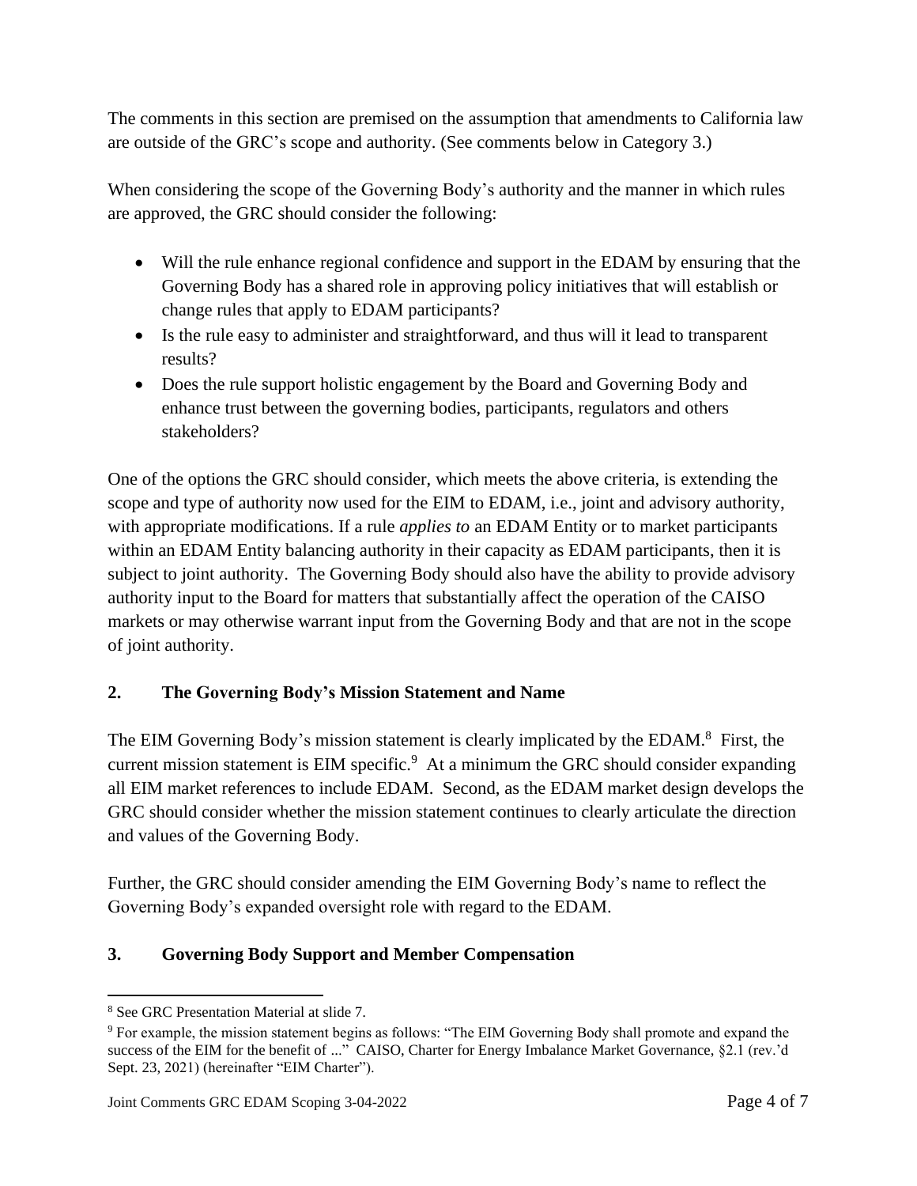The comments in this section are premised on the assumption that amendments to California law are outside of the GRC's scope and authority. (See comments below in Category 3.)

When considering the scope of the Governing Body's authority and the manner in which rules are approved, the GRC should consider the following:

- Will the rule enhance regional confidence and support in the EDAM by ensuring that the Governing Body has a shared role in approving policy initiatives that will establish or change rules that apply to EDAM participants?
- Is the rule easy to administer and straightforward, and thus will it lead to transparent results?
- Does the rule support holistic engagement by the Board and Governing Body and enhance trust between the governing bodies, participants, regulators and others stakeholders?

One of the options the GRC should consider, which meets the above criteria, is extending the scope and type of authority now used for the EIM to EDAM, i.e., joint and advisory authority, with appropriate modifications. If a rule *applies to* an EDAM Entity or to market participants within an EDAM Entity balancing authority in their capacity as EDAM participants, then it is subject to joint authority. The Governing Body should also have the ability to provide advisory authority input to the Board for matters that substantially affect the operation of the CAISO markets or may otherwise warrant input from the Governing Body and that are not in the scope of joint authority.

## 2. The Governing Body's Mission Statement and Name

The EIM Governing Body's mission statement is clearly implicated by the EDAM.[8] First, the current mission statement is EIM specific.[9] At a minimum the GRC should consider expanding all EIM market references to include EDAM. Second, as the EDAM market design develops the GRC should consider whether the mission statement continues to clearly articulate the direction and values of the Governing Body.

Further, the GRC should consider amending the EIM Governing Body's name to reflect the Governing Body's expanded oversight role with regard to the EDAM.

## 3. Governing Body Support and Member Compensation

---

[8] See GRC Presentation Material at slide 7.

[9] For example, the mission statement begins as follows: "The EIM Governing Body shall promote and expand the success of the EIM for the benefit of ..." CAISO, Charter for Energy Imbalance Market Governance, §2.1 (rev.'d Sept. 23, 2021) (hereinafter "EIM Charter").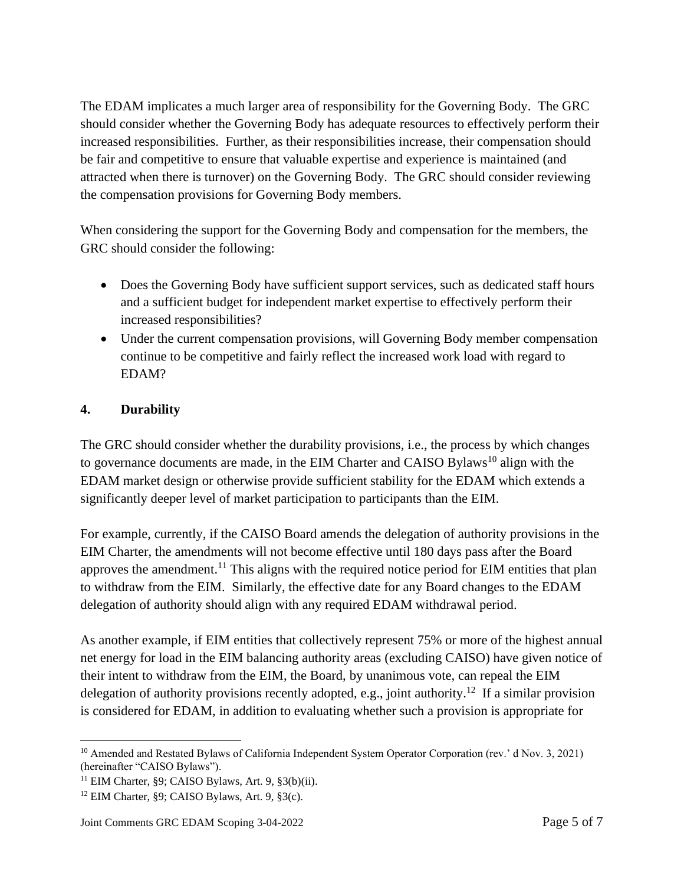The EDAM implicates a much larger area of responsibility for the Governing Body. The GRC should consider whether the Governing Body has adequate resources to effectively perform their increased responsibilities. Further, as their responsibilities increase, their compensation should be fair and competitive to ensure that valuable expertise and experience is maintained (and attracted when there is turnover) on the Governing Body. The GRC should consider reviewing the compensation provisions for Governing Body members.

When considering the support for the Governing Body and compensation for the members, the GRC should consider the following:

- Does the Governing Body have sufficient support services, such as dedicated staff hours and a sufficient budget for independent market expertise to effectively perform their increased responsibilities?
- Under the current compensation provisions, will Governing Body member compensation continue to be competitive and fairly reflect the increased work load with regard to EDAM?

## 4. Durability

The GRC should consider whether the durability provisions, i.e., the process by which changes to governance documents are made, in the EIM Charter and CAISO Bylaws[10] align with the EDAM market design or otherwise provide sufficient stability for the EDAM which extends a significantly deeper level of market participation to participants than the EIM.

For example, currently, if the CAISO Board amends the delegation of authority provisions in the EIM Charter, the amendments will not become effective until 180 days pass after the Board approves the amendment.[11] This aligns with the required notice period for EIM entities that plan to withdraw from the EIM. Similarly, the effective date for any Board changes to the EDAM delegation of authority should align with any required EDAM withdrawal period.

As another example, if EIM entities that collectively represent 75% or more of the highest annual net energy for load in the EIM balancing authority areas (excluding CAISO) have given notice of their intent to withdraw from the EIM, the Board, by unanimous vote, can repeal the EIM delegation of authority provisions recently adopted, e.g., joint authority.[12] If a similar provision is considered for EDAM, in addition to evaluating whether such a provision is appropriate for

---

[10] Amended and Restated Bylaws of California Independent System Operator Corporation (rev.' d Nov. 3, 2021) (hereinafter "CAISO Bylaws").

[11] EIM Charter, §9; CAISO Bylaws, Art. 9, §3(b)(ii).

[12] EIM Charter, §9; CAISO Bylaws, Art. 9, §3(c).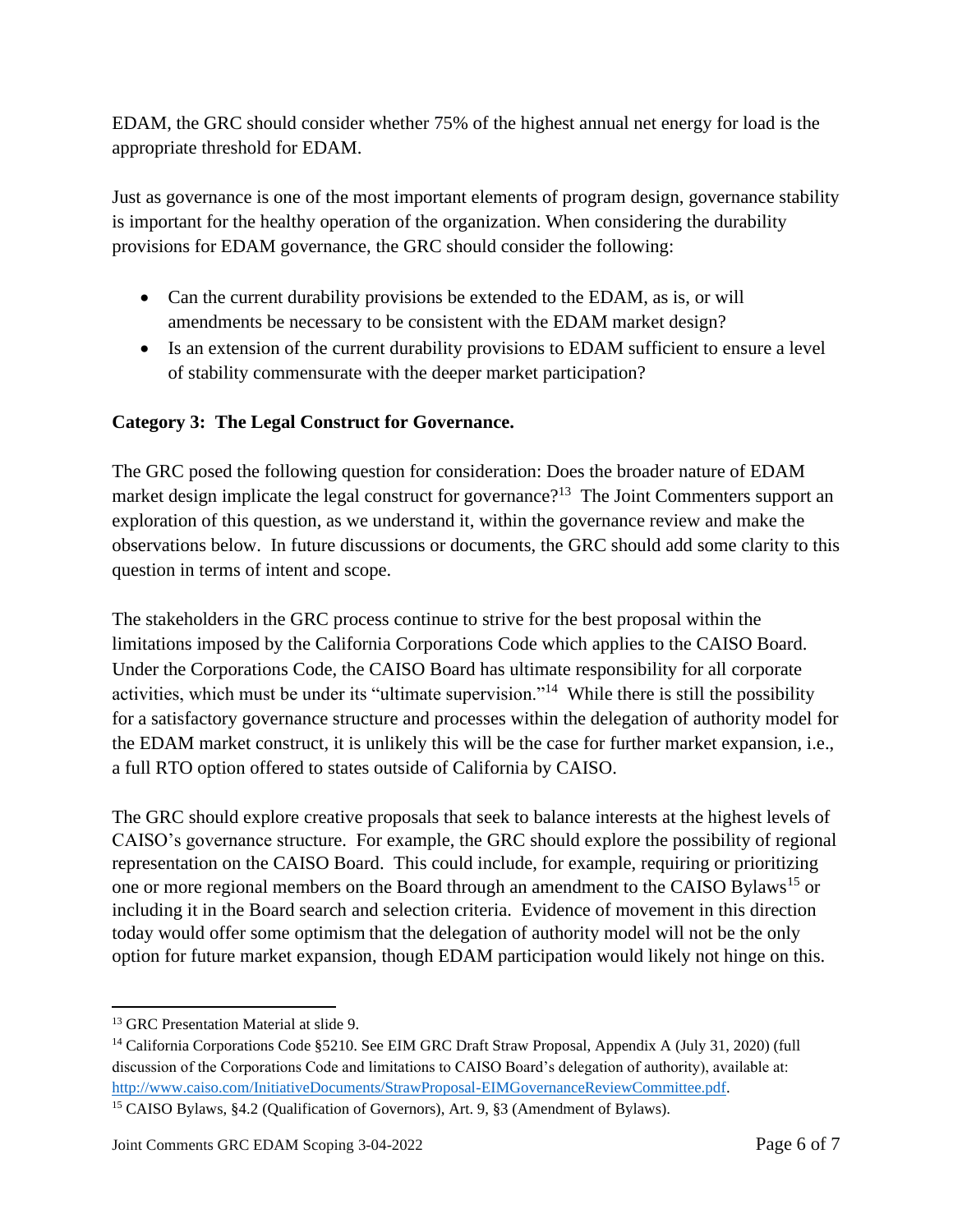EDAM, the GRC should consider whether 75% of the highest annual net energy for load is the appropriate threshold for EDAM.

Just as governance is one of the most important elements of program design, governance stability is important for the healthy operation of the organization. When considering the durability provisions for EDAM governance, the GRC should consider the following:

- Can the current durability provisions be extended to the EDAM, as is, or will amendments be necessary to be consistent with the EDAM market design?
- Is an extension of the current durability provisions to EDAM sufficient to ensure a level of stability commensurate with the deeper market participation?

**Category 3: The Legal Construct for Governance.**

The GRC posed the following question for consideration: Does the broader nature of EDAM market design implicate the legal construct for governance?[13] The Joint Commenters support an exploration of this question, as we understand it, within the governance review and make the observations below. In future discussions or documents, the GRC should add some clarity to this question in terms of intent and scope.

The stakeholders in the GRC process continue to strive for the best proposal within the limitations imposed by the California Corporations Code which applies to the CAISO Board. Under the Corporations Code, the CAISO Board has ultimate responsibility for all corporate activities, which must be under its "ultimate supervision."[14] While there is still the possibility for a satisfactory governance structure and processes within the delegation of authority model for the EDAM market construct, it is unlikely this will be the case for further market expansion, i.e., a full RTO option offered to states outside of California by CAISO.

The GRC should explore creative proposals that seek to balance interests at the highest levels of CAISO's governance structure. For example, the GRC should explore the possibility of regional representation on the CAISO Board. This could include, for example, requiring or prioritizing one or more regional members on the Board through an amendment to the CAISO Bylaws[15] or including it in the Board search and selection criteria. Evidence of movement in this direction today would offer some optimism that the delegation of authority model will not be the only option for future market expansion, though EDAM participation would likely not hinge on this.

---

[13] GRC Presentation Material at slide 9.

[14] California Corporations Code §5210. See EIM GRC Draft Straw Proposal, Appendix A (July 31, 2020) (full discussion of the Corporations Code and limitations to CAISO Board's delegation of authority), available at: http://www.caiso.com/InitiativeDocuments/StrawProposal-EIMGovernanceReviewCommittee.pdf.

[15] CAISO Bylaws, §4.2 (Qualification of Governors), Art. 9, §3 (Amendment of Bylaws).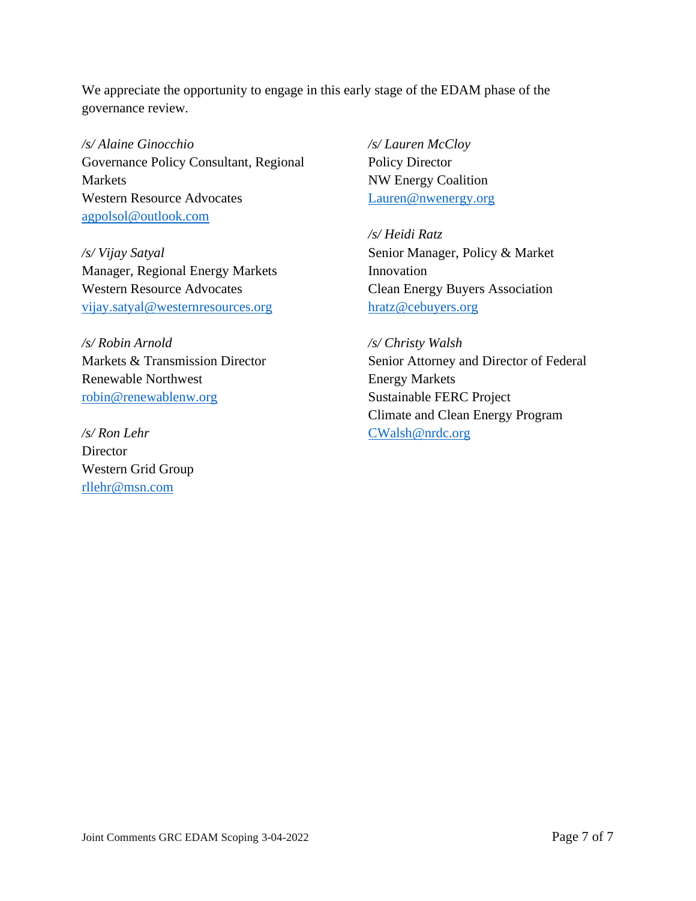We appreciate the opportunity to engage in this early stage of the EDAM phase of the governance review.

*/s/ Alaine Ginocchio*
Governance Policy Consultant, Regional Markets
Western Resource Advocates
agpolsol@outlook.com

*/s/ Vijay Satyal*
Manager, Regional Energy Markets
Western Resource Advocates
vijay.satyal@westernresources.org

*/s/ Robin Arnold*
Markets & Transmission Director
Renewable Northwest
robin@renewablenw.org

*/s/ Ron Lehr*
Director
Western Grid Group
rllehr@msn.com

*/s/ Lauren McCloy*
Policy Director
NW Energy Coalition
Lauren@nwenergy.org

*/s/ Heidi Ratz*
Senior Manager, Policy & Market Innovation
Clean Energy Buyers Association
hratz@cebuyers.org

*/s/ Christy Walsh*
Senior Attorney and Director of Federal Energy Markets
Sustainable FERC Project
Climate and Clean Energy Program
CWalsh@nrdc.org